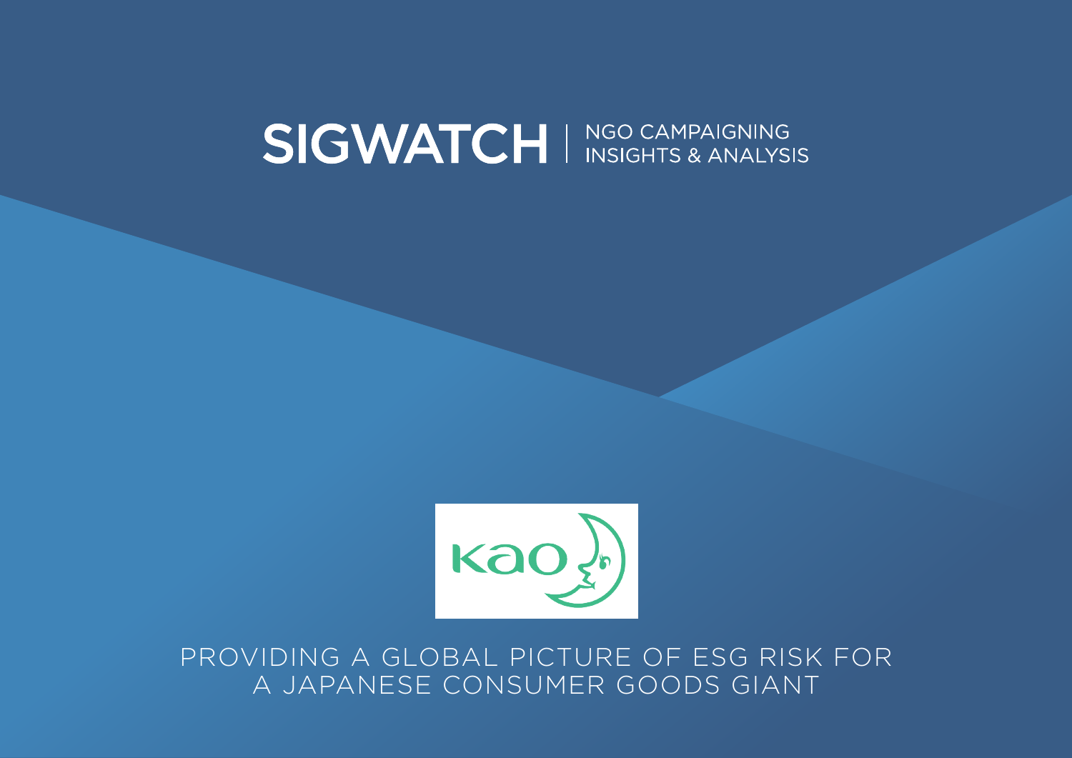# SIGWATCH | NGO CAMPAIGNING INSIGHTS & ANALYSIS

Kao

PROVIDING A GLOBAL PICTURE OF ESG RISK FOR A JAPANESE CONSUMER GOODS GIANT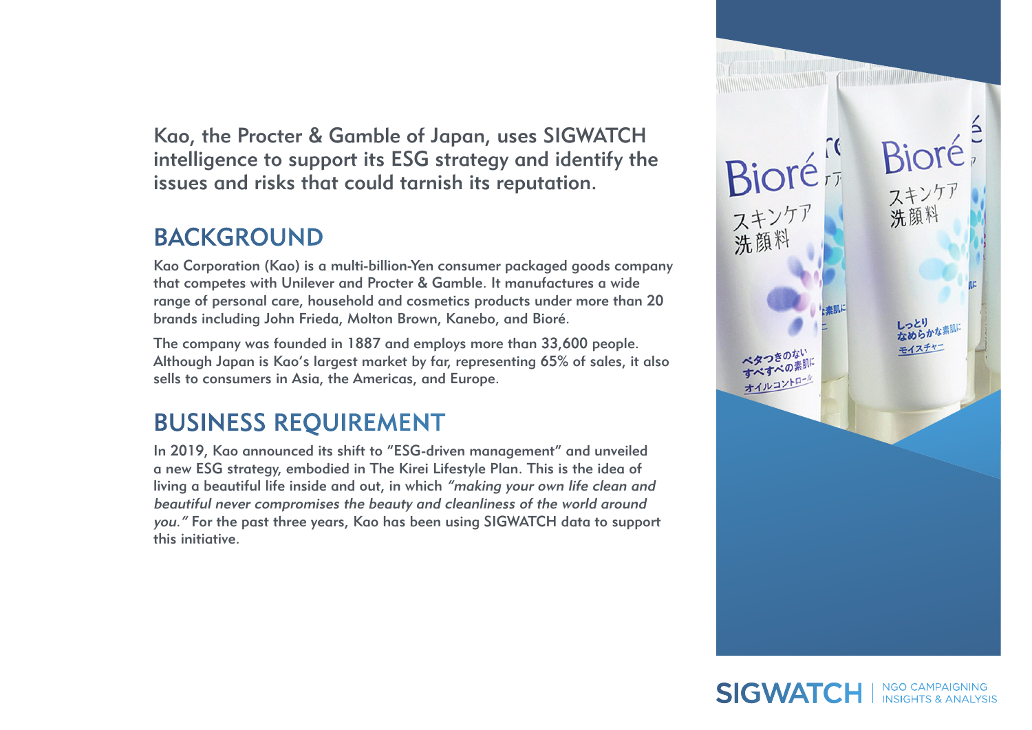**Kao, the Procter & Gamble of Japan, uses SIGWATCH intelligence to support its ESG strategy and identify the issues and risks that could tarnish its reputation.**

## BACKGROUND

Kao Corporation (Kao) is a multi-billion-Yen consumer packaged goods company that competes with Unilever and Procter & Gamble. It manufactures a wide range of personal care, household and cosmetics products under more than 20 brands including John Frieda, Molton Brown, Kanebo, and Bioré.

The company was founded in 1887 and employs more than 33,600 people. Although Japan is Kao's largest market by far, representing 65% of sales, it also sells to consumers in Asia, the Americas, and Europe.

## BUSINESS REQUIREMENT

In 2019, Kao announced its shift to "ESG-driven management" and unveiled a new ESG strategy, embodied in The Kirei Lifestyle Plan. This is the idea of living a beautiful life inside and out, in which *"making your own life clean and beautiful never compromises the beauty and cleanliness of the world around you."* For the past three years, Kao has been using SIGWATCH data to support this initiative.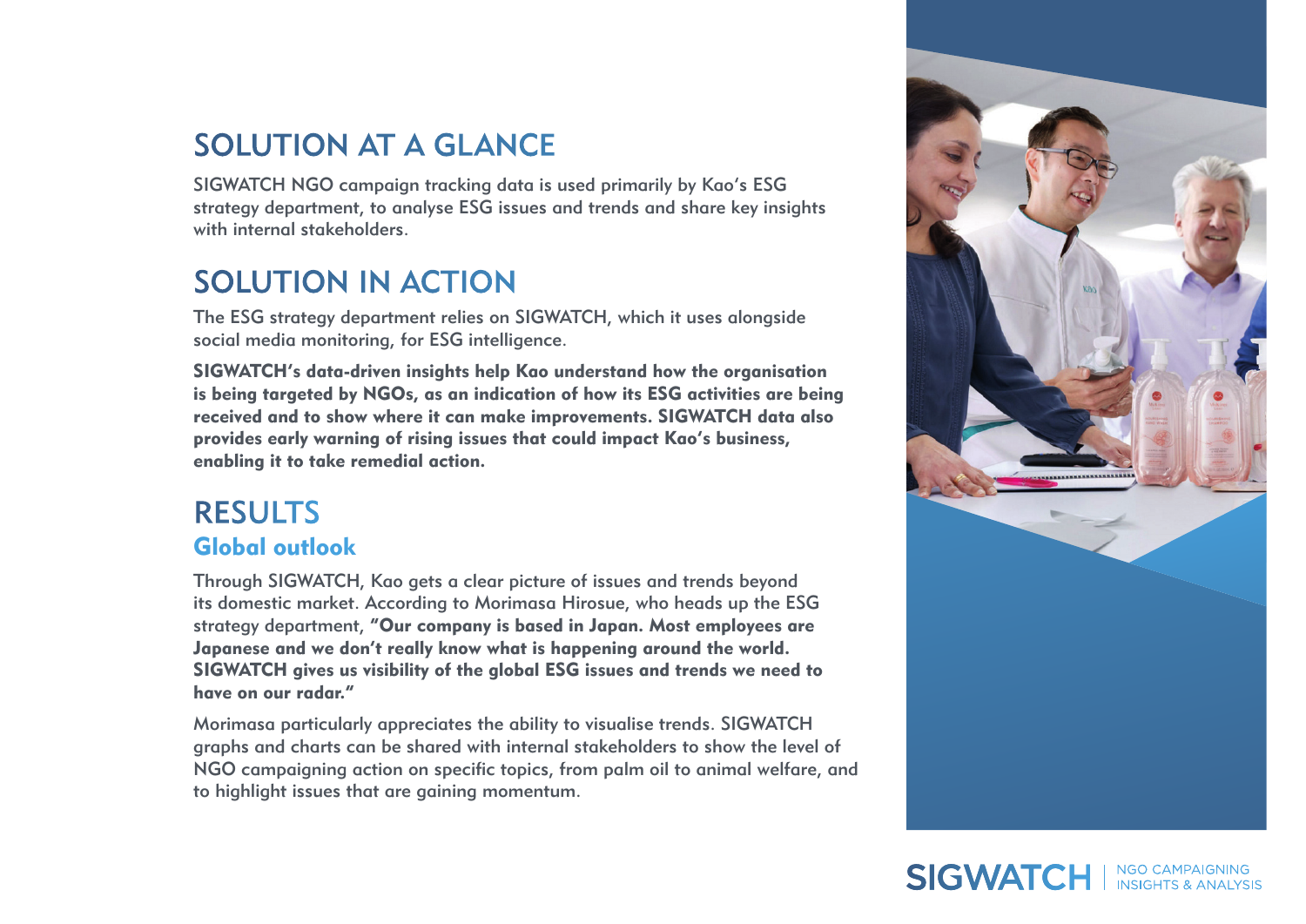## SOLUTION AT A GLANCE

SIGWATCH NGO campaign tracking data is used primarily by Kao's ESG strategy department, to analyse ESG issues and trends and share key insights with internal stakeholders.

## SOLUTION IN ACTION

The ESG strategy department relies on SIGWATCH, which it uses alongside social media monitoring, for ESG intelligence.

**SIGWATCH's data-driven insights help Kao understand how the organisation is being targeted by NGOs, as an indication of how its ESG activities are being received and to show where it can make improvements. SIGWATCH data also provides early warning of rising issues that could impact Kao's business, enabling it to take remedial action.**

## RESULTS

### Global outlook

Through SIGWATCH, Kao gets a clear picture of issues and trends beyond its domestic market. According to Morimasa Hirosue, who heads up the ESG strategy department, **"Our company is based in Japan. Most employees are Japanese and we don't really know what is happening around the world. SIGWATCH gives us visibility of the global ESG issues and trends we need to have on our radar."**

Morimasa particularly appreciates the ability to visualise trends. SIGWATCH graphs and charts can be shared with internal stakeholders to show the level of NGO campaigning action on specific topics, from palm oil to animal welfare, and to highlight issues that are gaining momentum.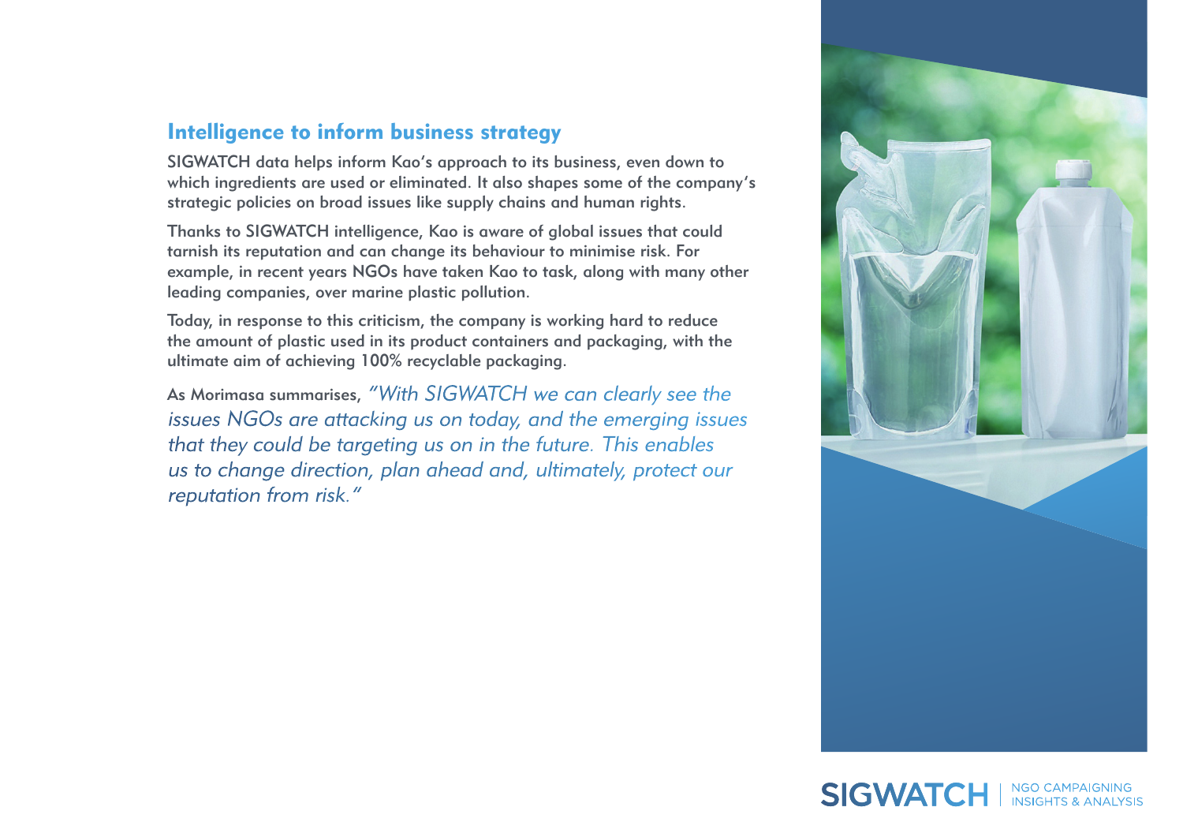## Intelligence to inform business strategy

SIGWATCH data helps inform Kao's approach to its business, even down to which ingredients are used or eliminated. It also shapes some of the company's strategic policies on broad issues like supply chains and human rights.

Thanks to SIGWATCH intelligence, Kao is aware of global issues that could tarnish its reputation and can change its behaviour to minimise risk. For example, in recent years NGOs have taken Kao to task, along with many other leading companies, over marine plastic pollution.

Today, in response to this criticism, the company is working hard to reduce the amount of plastic used in its product containers and packaging, with the ultimate aim of achieving 100% recyclable packaging.

As Morimasa summarises, *"With SIGWATCH we can clearly see the issues NGOs are attacking us on today, and the emerging issues that they could be targeting us on in the future. This enables us to change direction, plan ahead and, ultimately, protect our reputation from risk."*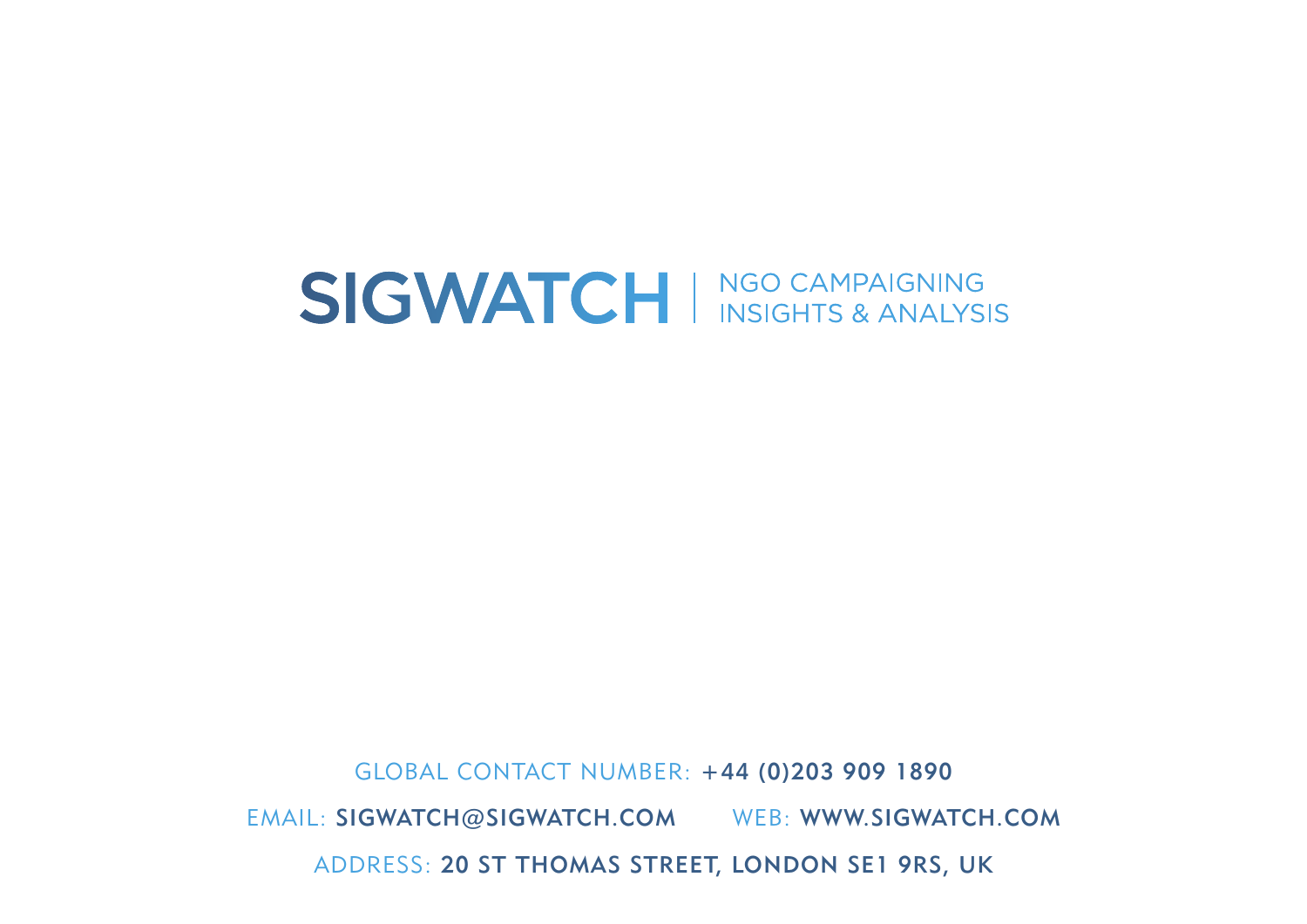# SIGWATCH | NGO CAMPAIGNING INSIGHTS & ANALYSIS

GLOBAL CONTACT NUMBER: **+44 (0)203 909 1890**

EMAIL: **SIGWATCH@SIGWATCH.COM** WEB: **WWW.SIGWATCH.COM**

ADDRESS: **20 ST THOMAS STREET, LONDON SE1 9RS, UK**